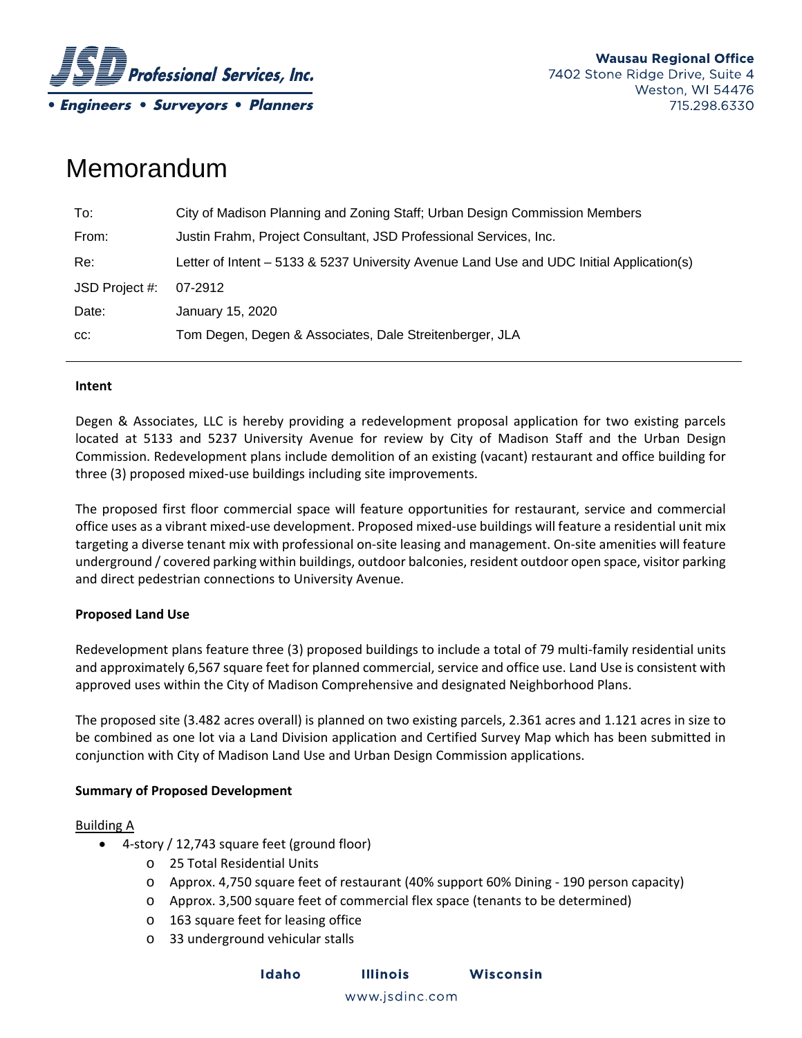JSD Professional Services, Inc.
• Engineers • Surveyors • Planners

**Wausau Regional Office**
7402 Stone Ridge Drive, Suite 4
Weston, WI 54476
715.298.6330

# Memorandum

| | |
|---|---|
| To: | City of Madison Planning and Zoning Staff; Urban Design Commission Members |
| From: | Justin Frahm, Project Consultant, JSD Professional Services, Inc. |
| Re: | Letter of Intent – 5133 & 5237 University Avenue Land Use and UDC Initial Application(s) |
| JSD Project #: | 07-2912 |
| Date: | January 15, 2020 |
| cc: | Tom Degen, Degen & Associates, Dale Streitenberger, JLA |

---

**Intent**

Degen & Associates, LLC is hereby providing a redevelopment proposal application for two existing parcels located at 5133 and 5237 University Avenue for review by City of Madison Staff and the Urban Design Commission. Redevelopment plans include demolition of an existing (vacant) restaurant and office building for three (3) proposed mixed-use buildings including site improvements.

The proposed first floor commercial space will feature opportunities for restaurant, service and commercial office uses as a vibrant mixed-use development. Proposed mixed-use buildings will feature a residential unit mix targeting a diverse tenant mix with professional on-site leasing and management. On-site amenities will feature underground / covered parking within buildings, outdoor balconies, resident outdoor open space, visitor parking and direct pedestrian connections to University Avenue.

**Proposed Land Use**

Redevelopment plans feature three (3) proposed buildings to include a total of 79 multi-family residential units and approximately 6,567 square feet for planned commercial, service and office use. Land Use is consistent with approved uses within the City of Madison Comprehensive and designated Neighborhood Plans.

The proposed site (3.482 acres overall) is planned on two existing parcels, 2.361 acres and 1.121 acres in size to be combined as one lot via a Land Division application and Certified Survey Map which has been submitted in conjunction with City of Madison Land Use and Urban Design Commission applications.

**Summary of Proposed Development**

Building A

- 4-story / 12,743 square feet (ground floor)
  - 25 Total Residential Units
  - Approx. 4,750 square feet of restaurant (40% support 60% Dining - 190 person capacity)
  - Approx. 3,500 square feet of commercial flex space (tenants to be determined)
  - 163 square feet for leasing office
  - 33 underground vehicular stalls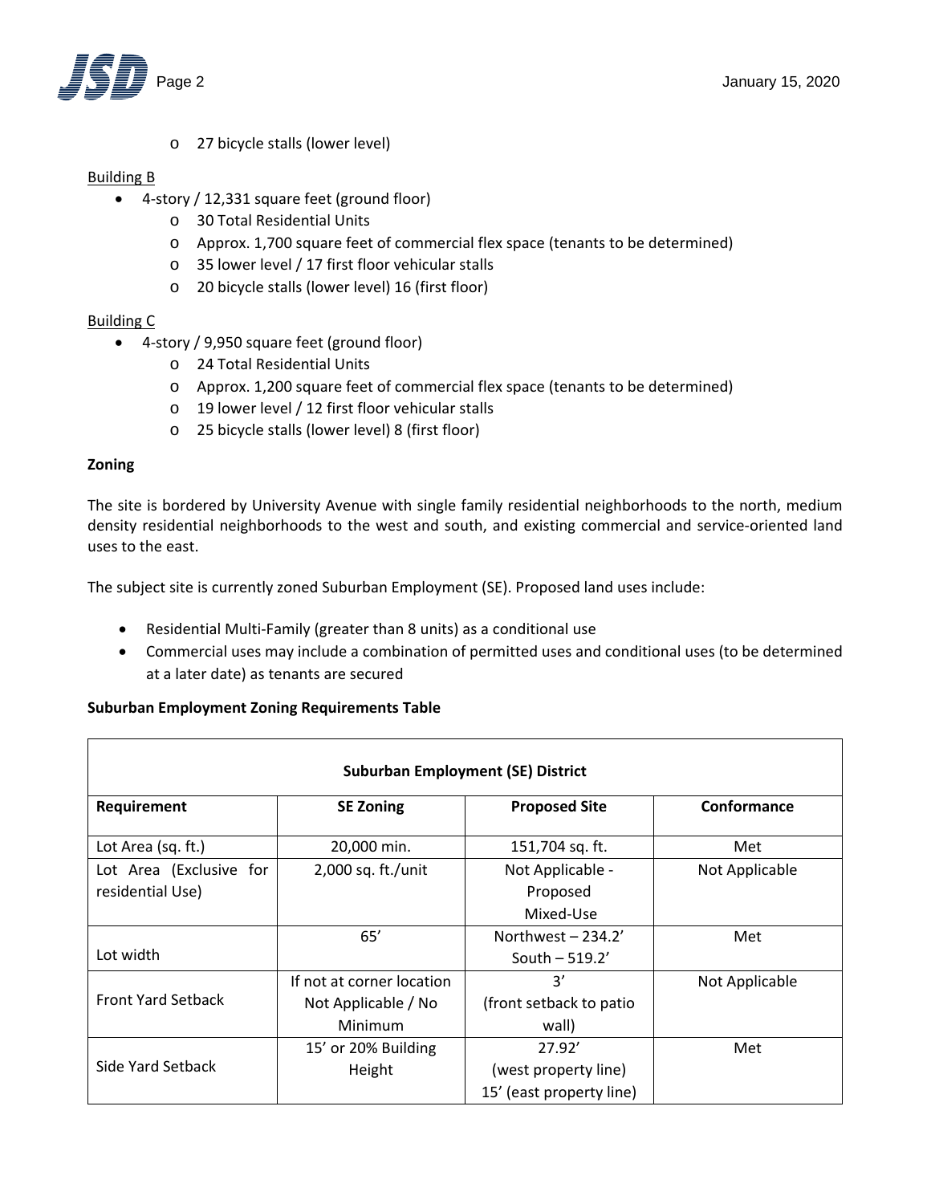- 27 bicycle stalls (lower level)

Building B

- 4-story / 12,331 square feet (ground floor)
  - 30 Total Residential Units
  - Approx. 1,700 square feet of commercial flex space (tenants to be determined)
  - 35 lower level / 17 first floor vehicular stalls
  - 20 bicycle stalls (lower level) 16 (first floor)

Building C

- 4-story / 9,950 square feet (ground floor)
  - 24 Total Residential Units
  - Approx. 1,200 square feet of commercial flex space (tenants to be determined)
  - 19 lower level / 12 first floor vehicular stalls
  - 25 bicycle stalls (lower level) 8 (first floor)

**Zoning**

The site is bordered by University Avenue with single family residential neighborhoods to the north, medium density residential neighborhoods to the west and south, and existing commercial and service-oriented land uses to the east.

The subject site is currently zoned Suburban Employment (SE). Proposed land uses include:

- Residential Multi-Family (greater than 8 units) as a conditional use
- Commercial uses may include a combination of permitted uses and conditional uses (to be determined at a later date) as tenants are secured

**Suburban Employment Zoning Requirements Table**

| **Suburban Employment (SE) District** | | | |
|---|---|---|---|
| **Requirement** | **SE Zoning** | **Proposed Site** | **Conformance** |
| Lot Area (sq. ft.) | 20,000 min. | 151,704 sq. ft. | Met |
| Lot Area (Exclusive for residential Use) | 2,000 sq. ft./unit | Not Applicable - Proposed Mixed-Use | Not Applicable |
| Lot width | 65' | Northwest – 234.2'<br>South – 519.2' | Met |
| Front Yard Setback | If not at corner location Not Applicable / No Minimum | 3'<br>(front setback to patio wall) | Not Applicable |
| Side Yard Setback | 15' or 20% Building Height | 27.92'<br>(west property line)<br>15' (east property line) | Met |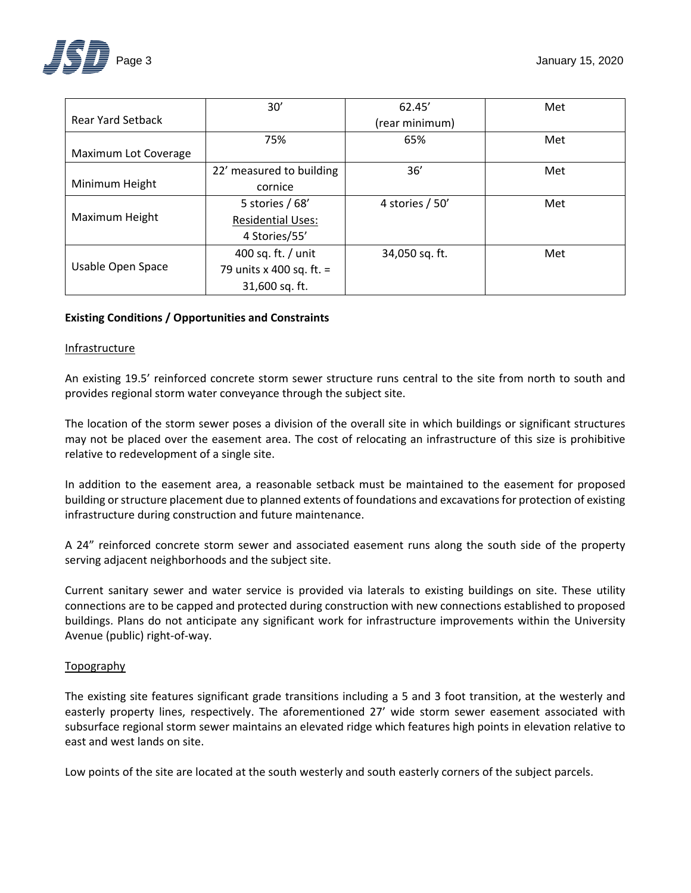| Rear Yard Setback | 30’ | 62.45’ (rear minimum) | Met |
|---|---|---|---|
| Maximum Lot Coverage | 75% | 65% | Met |
| Minimum Height | 22’ measured to building cornice | 36’ | Met |
| Maximum Height | 5 stories / 68’ <u>Residential Uses:</u> 4 Stories/55’ | 4 stories / 50’ | Met |
| Usable Open Space | 400 sq. ft. / unit 79 units x 400 sq. ft. = 31,600 sq. ft. | 34,050 sq. ft. | Met |

**Existing Conditions / Opportunities and Constraints**

<u>Infrastructure</u>

An existing 19.5’ reinforced concrete storm sewer structure runs central to the site from north to south and provides regional storm water conveyance through the subject site.

The location of the storm sewer poses a division of the overall site in which buildings or significant structures may not be placed over the easement area. The cost of relocating an infrastructure of this size is prohibitive relative to redevelopment of a single site.

In addition to the easement area, a reasonable setback must be maintained to the easement for proposed building or structure placement due to planned extents of foundations and excavations for protection of existing infrastructure during construction and future maintenance.

A 24” reinforced concrete storm sewer and associated easement runs along the south side of the property serving adjacent neighborhoods and the subject site.

Current sanitary sewer and water service is provided via laterals to existing buildings on site. These utility connections are to be capped and protected during construction with new connections established to proposed buildings. Plans do not anticipate any significant work for infrastructure improvements within the University Avenue (public) right-of-way.

<u>Topography</u>

The existing site features significant grade transitions including a 5 and 3 foot transition, at the westerly and easterly property lines, respectively. The aforementioned 27’ wide storm sewer easement associated with subsurface regional storm sewer maintains an elevated ridge which features high points in elevation relative to east and west lands on site.

Low points of the site are located at the south westerly and south easterly corners of the subject parcels.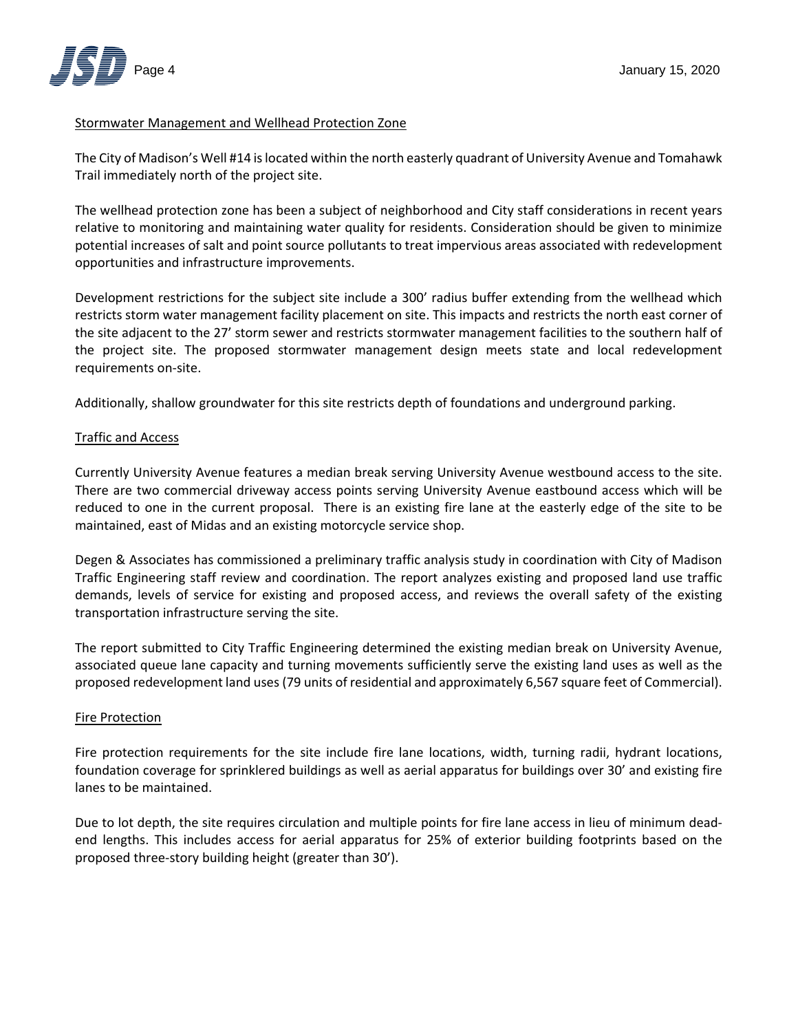## Stormwater Management and Wellhead Protection Zone

The City of Madison's Well #14 is located within the north easterly quadrant of University Avenue and Tomahawk Trail immediately north of the project site.

The wellhead protection zone has been a subject of neighborhood and City staff considerations in recent years relative to monitoring and maintaining water quality for residents. Consideration should be given to minimize potential increases of salt and point source pollutants to treat impervious areas associated with redevelopment opportunities and infrastructure improvements.

Development restrictions for the subject site include a 300' radius buffer extending from the wellhead which restricts storm water management facility placement on site. This impacts and restricts the north east corner of the site adjacent to the 27' storm sewer and restricts stormwater management facilities to the southern half of the project site. The proposed stormwater management design meets state and local redevelopment requirements on-site.

Additionally, shallow groundwater for this site restricts depth of foundations and underground parking.

## Traffic and Access

Currently University Avenue features a median break serving University Avenue westbound access to the site. There are two commercial driveway access points serving University Avenue eastbound access which will be reduced to one in the current proposal. There is an existing fire lane at the easterly edge of the site to be maintained, east of Midas and an existing motorcycle service shop.

Degen & Associates has commissioned a preliminary traffic analysis study in coordination with City of Madison Traffic Engineering staff review and coordination. The report analyzes existing and proposed land use traffic demands, levels of service for existing and proposed access, and reviews the overall safety of the existing transportation infrastructure serving the site.

The report submitted to City Traffic Engineering determined the existing median break on University Avenue, associated queue lane capacity and turning movements sufficiently serve the existing land uses as well as the proposed redevelopment land uses (79 units of residential and approximately 6,567 square feet of Commercial).

## Fire Protection

Fire protection requirements for the site include fire lane locations, width, turning radii, hydrant locations, foundation coverage for sprinklered buildings as well as aerial apparatus for buildings over 30' and existing fire lanes to be maintained.

Due to lot depth, the site requires circulation and multiple points for fire lane access in lieu of minimum dead-end lengths. This includes access for aerial apparatus for 25% of exterior building footprints based on the proposed three-story building height (greater than 30').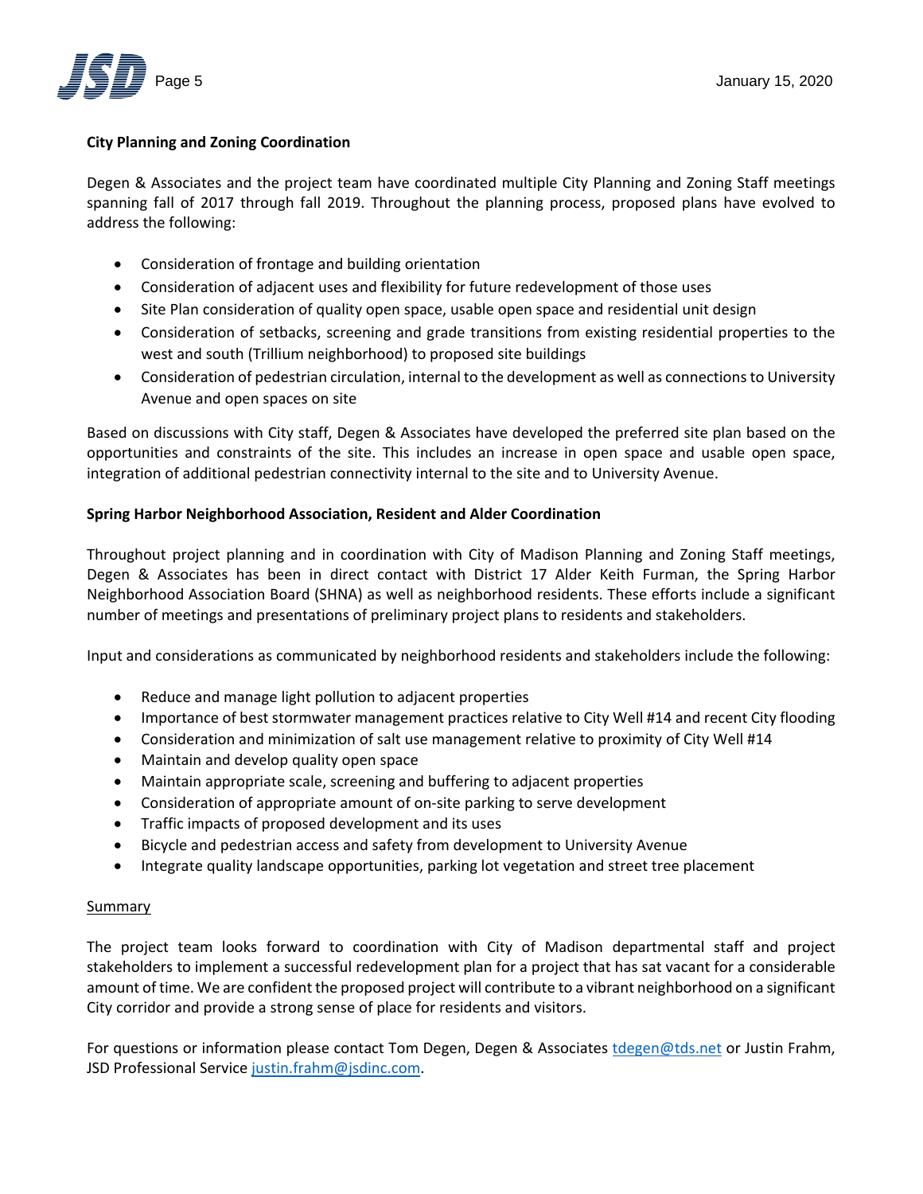**City Planning and Zoning Coordination**

Degen & Associates and the project team have coordinated multiple City Planning and Zoning Staff meetings spanning fall of 2017 through fall 2019. Throughout the planning process, proposed plans have evolved to address the following:

- Consideration of frontage and building orientation
- Consideration of adjacent uses and flexibility for future redevelopment of those uses
- Site Plan consideration of quality open space, usable open space and residential unit design
- Consideration of setbacks, screening and grade transitions from existing residential properties to the west and south (Trillium neighborhood) to proposed site buildings
- Consideration of pedestrian circulation, internal to the development as well as connections to University Avenue and open spaces on site

Based on discussions with City staff, Degen & Associates have developed the preferred site plan based on the opportunities and constraints of the site. This includes an increase in open space and usable open space, integration of additional pedestrian connectivity internal to the site and to University Avenue.

**Spring Harbor Neighborhood Association, Resident and Alder Coordination**

Throughout project planning and in coordination with City of Madison Planning and Zoning Staff meetings, Degen & Associates has been in direct contact with District 17 Alder Keith Furman, the Spring Harbor Neighborhood Association Board (SHNA) as well as neighborhood residents. These efforts include a significant number of meetings and presentations of preliminary project plans to residents and stakeholders.

Input and considerations as communicated by neighborhood residents and stakeholders include the following:

- Reduce and manage light pollution to adjacent properties
- Importance of best stormwater management practices relative to City Well #14 and recent City flooding
- Consideration and minimization of salt use management relative to proximity of City Well #14
- Maintain and develop quality open space
- Maintain appropriate scale, screening and buffering to adjacent properties
- Consideration of appropriate amount of on-site parking to serve development
- Traffic impacts of proposed development and its uses
- Bicycle and pedestrian access and safety from development to University Avenue
- Integrate quality landscape opportunities, parking lot vegetation and street tree placement

<u>Summary</u>

The project team looks forward to coordination with City of Madison departmental staff and project stakeholders to implement a successful redevelopment plan for a project that has sat vacant for a considerable amount of time. We are confident the proposed project will contribute to a vibrant neighborhood on a significant City corridor and provide a strong sense of place for residents and visitors.

For questions or information please contact Tom Degen, Degen & Associates tdegen@tds.net or Justin Frahm, JSD Professional Service justin.frahm@jsdinc.com.